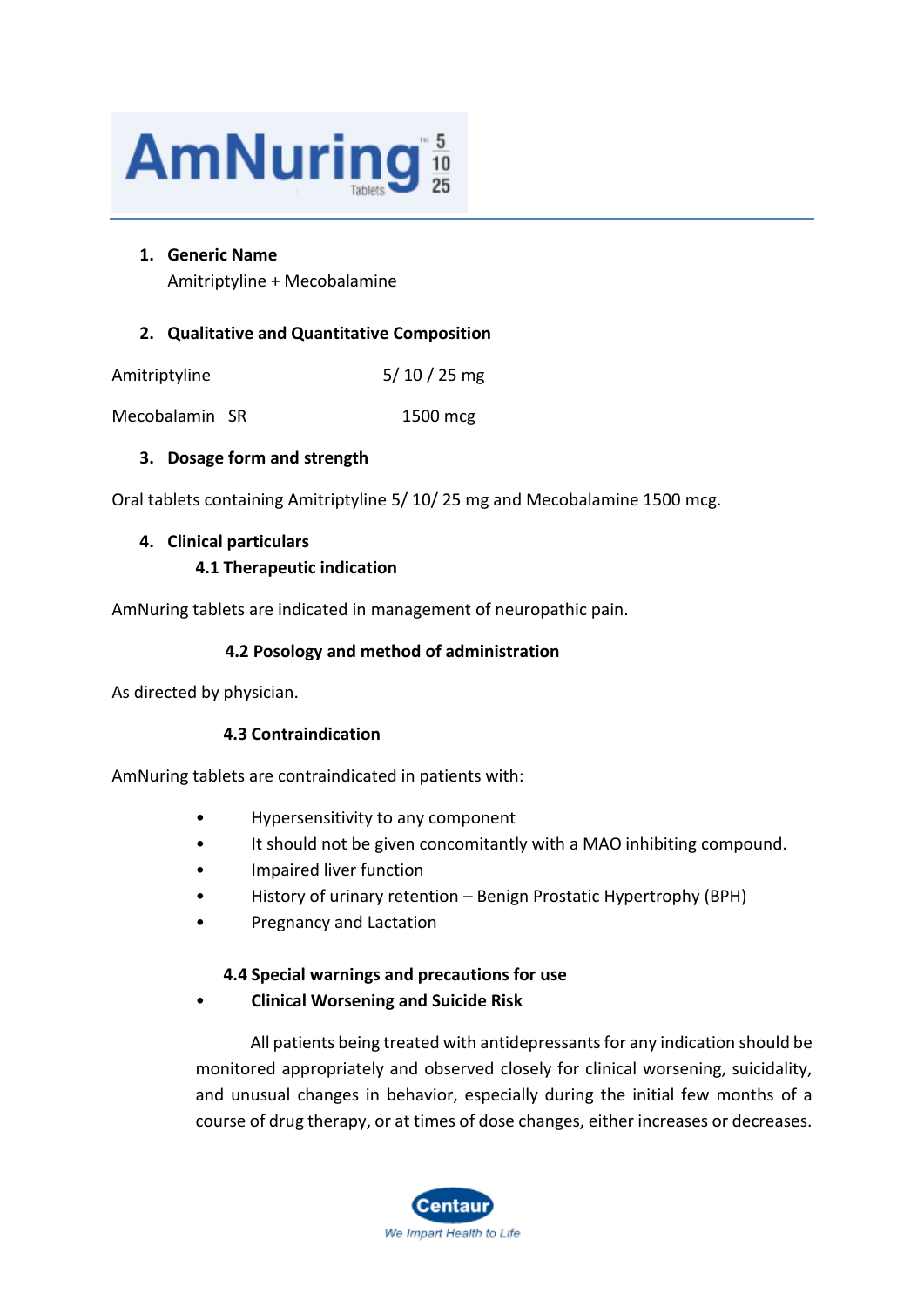# AmNuring™ Tablets 5 10 25

1. **Generic Name**

   Amitriptyline + Mecobalamine

2. **Qualitative and Quantitative Composition**

| | |
|---|---|
| Amitriptyline | 5/ 10 / 25 mg |
| Mecobalamin SR | 1500 mcg |

3. **Dosage form and strength**

Oral tablets containing Amitriptyline 5/ 10/ 25 mg and Mecobalamine 1500 mcg.

4. **Clinical particulars**

   **4.1 Therapeutic indication**

AmNuring tablets are indicated in management of neuropathic pain.

**4.2 Posology and method of administration**

As directed by physician.

**4.3 Contraindication**

AmNuring tablets are contraindicated in patients with:

- Hypersensitivity to any component
- It should not be given concomitantly with a MAO inhibiting compound.
- Impaired liver function
- History of urinary retention – Benign Prostatic Hypertrophy (BPH)
- Pregnancy and Lactation

**4.4 Special warnings and precautions for use**

- **Clinical Worsening and Suicide Risk**

  All patients being treated with antidepressants for any indication should be monitored appropriately and observed closely for clinical worsening, suicidality, and unusual changes in behavior, especially during the initial few months of a course of drug therapy, or at times of dose changes, either increases or decreases.

Centaur
We Impart Health to Life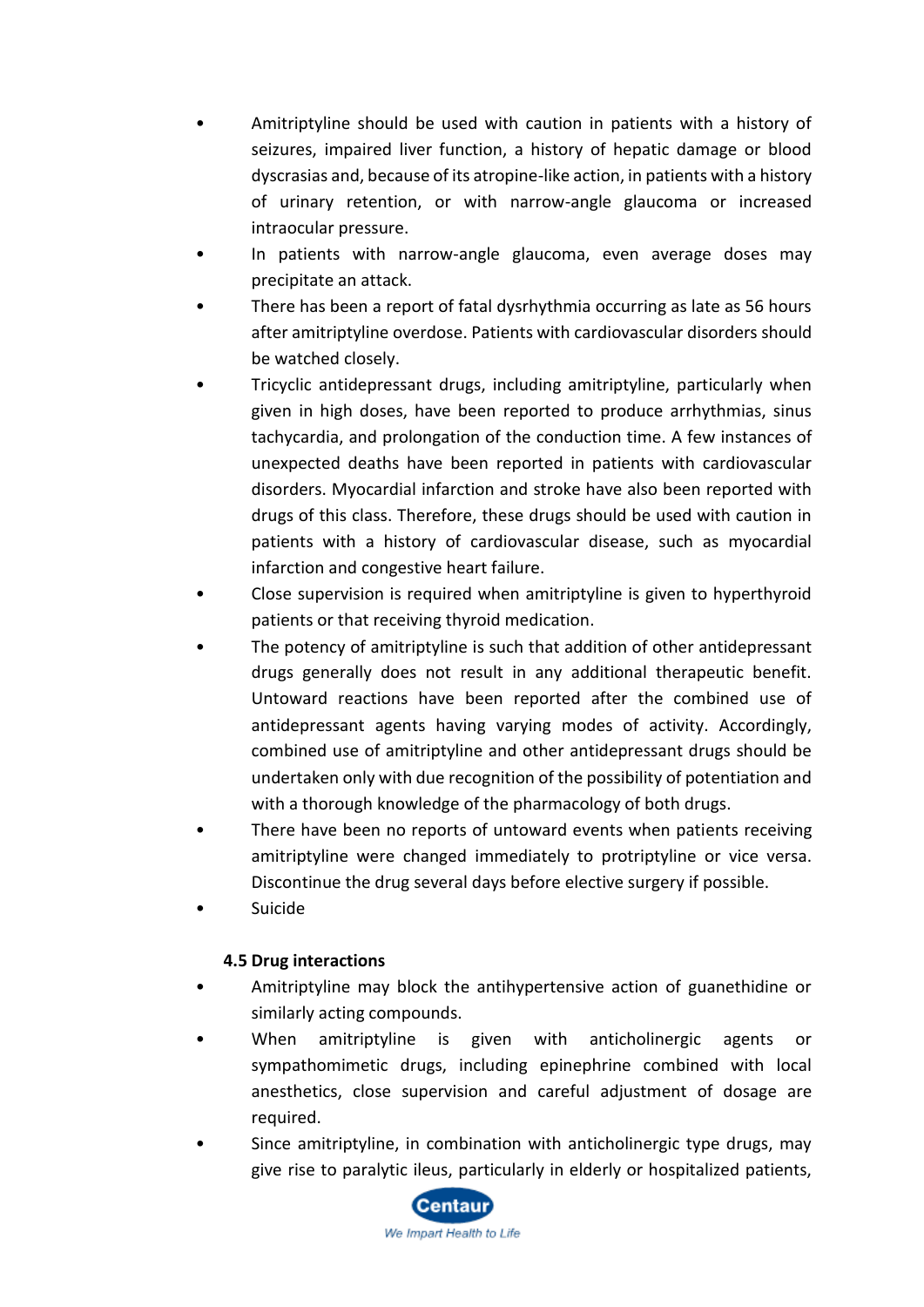- Amitriptyline should be used with caution in patients with a history of seizures, impaired liver function, a history of hepatic damage or blood dyscrasias and, because of its atropine-like action, in patients with a history of urinary retention, or with narrow-angle glaucoma or increased intraocular pressure.
- In patients with narrow-angle glaucoma, even average doses may precipitate an attack.
- There has been a report of fatal dysrhythmia occurring as late as 56 hours after amitriptyline overdose. Patients with cardiovascular disorders should be watched closely.
- Tricyclic antidepressant drugs, including amitriptyline, particularly when given in high doses, have been reported to produce arrhythmias, sinus tachycardia, and prolongation of the conduction time. A few instances of unexpected deaths have been reported in patients with cardiovascular disorders. Myocardial infarction and stroke have also been reported with drugs of this class. Therefore, these drugs should be used with caution in patients with a history of cardiovascular disease, such as myocardial infarction and congestive heart failure.
- Close supervision is required when amitriptyline is given to hyperthyroid patients or that receiving thyroid medication.
- The potency of amitriptyline is such that addition of other antidepressant drugs generally does not result in any additional therapeutic benefit. Untoward reactions have been reported after the combined use of antidepressant agents having varying modes of activity. Accordingly, combined use of amitriptyline and other antidepressant drugs should be undertaken only with due recognition of the possibility of potentiation and with a thorough knowledge of the pharmacology of both drugs.
- There have been no reports of untoward events when patients receiving amitriptyline were changed immediately to protriptyline or vice versa. Discontinue the drug several days before elective surgery if possible.
- Suicide

**4.5 Drug interactions**

- Amitriptyline may block the antihypertensive action of guanethidine or similarly acting compounds.
- When amitriptyline is given with anticholinergic agents or sympathomimetic drugs, including epinephrine combined with local anesthetics, close supervision and careful adjustment of dosage are required.
- Since amitriptyline, in combination with anticholinergic type drugs, may give rise to paralytic ileus, particularly in elderly or hospitalized patients,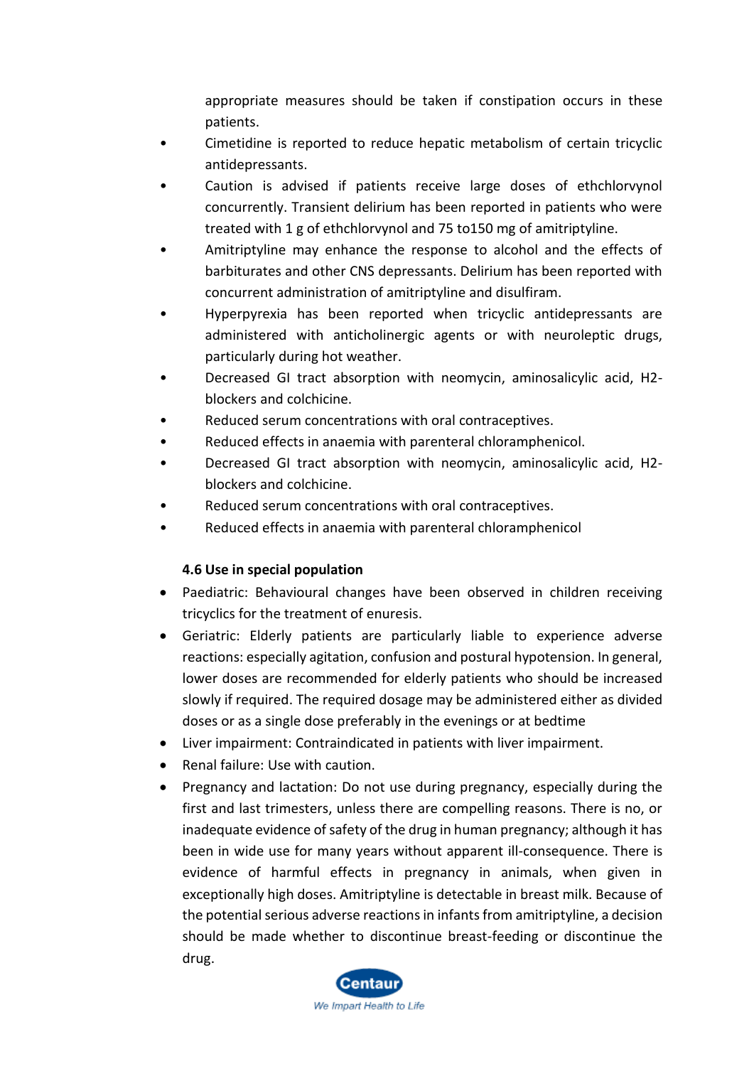appropriate measures should be taken if constipation occurs in these patients.

- Cimetidine is reported to reduce hepatic metabolism of certain tricyclic antidepressants.
- Caution is advised if patients receive large doses of ethchlorvynol concurrently. Transient delirium has been reported in patients who were treated with 1 g of ethchlorvynol and 75 to150 mg of amitriptyline.
- Amitriptyline may enhance the response to alcohol and the effects of barbiturates and other CNS depressants. Delirium has been reported with concurrent administration of amitriptyline and disulfiram.
- Hyperpyrexia has been reported when tricyclic antidepressants are administered with anticholinergic agents or with neuroleptic drugs, particularly during hot weather.
- Decreased GI tract absorption with neomycin, aminosalicylic acid, H2-blockers and colchicine.
- Reduced serum concentrations with oral contraceptives.
- Reduced effects in anaemia with parenteral chloramphenicol.
- Decreased GI tract absorption with neomycin, aminosalicylic acid, H2-blockers and colchicine.
- Reduced serum concentrations with oral contraceptives.
- Reduced effects in anaemia with parenteral chloramphenicol

**4.6 Use in special population**

- Paediatric: Behavioural changes have been observed in children receiving tricyclics for the treatment of enuresis.
- Geriatric: Elderly patients are particularly liable to experience adverse reactions: especially agitation, confusion and postural hypotension. In general, lower doses are recommended for elderly patients who should be increased slowly if required. The required dosage may be administered either as divided doses or as a single dose preferably in the evenings or at bedtime
- Liver impairment: Contraindicated in patients with liver impairment.
- Renal failure: Use with caution.
- Pregnancy and lactation: Do not use during pregnancy, especially during the first and last trimesters, unless there are compelling reasons. There is no, or inadequate evidence of safety of the drug in human pregnancy; although it has been in wide use for many years without apparent ill-consequence. There is evidence of harmful effects in pregnancy in animals, when given in exceptionally high doses. Amitriptyline is detectable in breast milk. Because of the potential serious adverse reactions in infants from amitriptyline, a decision should be made whether to discontinue breast-feeding or discontinue the drug.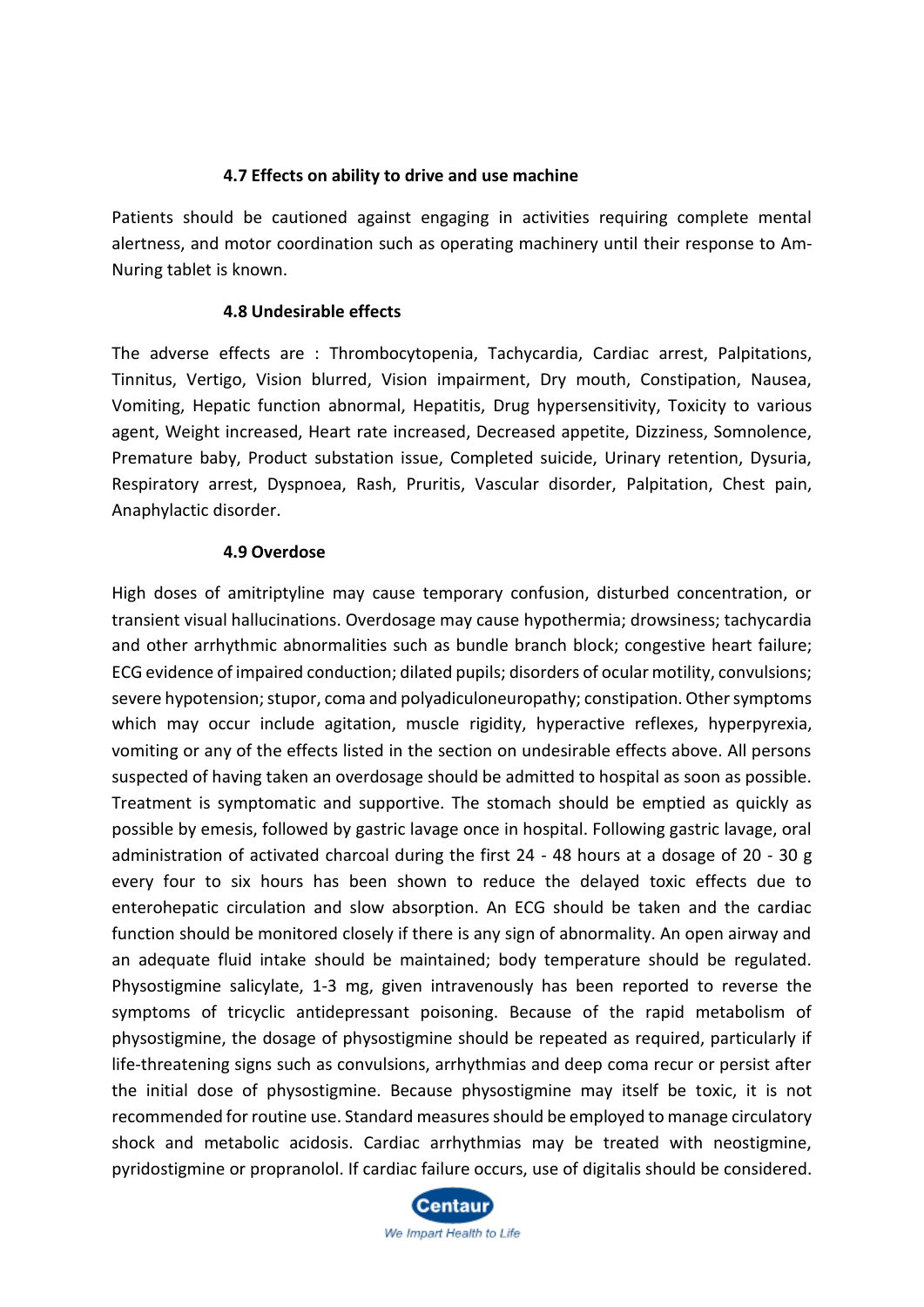### 4.7 Effects on ability to drive and use machine

Patients should be cautioned against engaging in activities requiring complete mental alertness, and motor coordination such as operating machinery until their response to Am-Nuring tablet is known.

### 4.8 Undesirable effects

The adverse effects are : Thrombocytopenia, Tachycardia, Cardiac arrest, Palpitations, Tinnitus, Vertigo, Vision blurred, Vision impairment, Dry mouth, Constipation, Nausea, Vomiting, Hepatic function abnormal, Hepatitis, Drug hypersensitivity, Toxicity to various agent, Weight increased, Heart rate increased, Decreased appetite, Dizziness, Somnolence, Premature baby, Product substation issue, Completed suicide, Urinary retention, Dysuria, Respiratory arrest, Dyspnoea, Rash, Pruritis, Vascular disorder, Palpitation, Chest pain, Anaphylactic disorder.

### 4.9 Overdose

High doses of amitriptyline may cause temporary confusion, disturbed concentration, or transient visual hallucinations. Overdosage may cause hypothermia; drowsiness; tachycardia and other arrhythmic abnormalities such as bundle branch block; congestive heart failure; ECG evidence of impaired conduction; dilated pupils; disorders of ocular motility, convulsions; severe hypotension; stupor, coma and polyadiculoneuropathy; constipation. Other symptoms which may occur include agitation, muscle rigidity, hyperactive reflexes, hyperpyrexia, vomiting or any of the effects listed in the section on undesirable effects above. All persons suspected of having taken an overdosage should be admitted to hospital as soon as possible. Treatment is symptomatic and supportive. The stomach should be emptied as quickly as possible by emesis, followed by gastric lavage once in hospital. Following gastric lavage, oral administration of activated charcoal during the first 24 - 48 hours at a dosage of 20 - 30 g every four to six hours has been shown to reduce the delayed toxic effects due to enterohepatic circulation and slow absorption. An ECG should be taken and the cardiac function should be monitored closely if there is any sign of abnormality. An open airway and an adequate fluid intake should be maintained; body temperature should be regulated. Physostigmine salicylate, 1-3 mg, given intravenously has been reported to reverse the symptoms of tricyclic antidepressant poisoning. Because of the rapid metabolism of physostigmine, the dosage of physostigmine should be repeated as required, particularly if life-threatening signs such as convulsions, arrhythmias and deep coma recur or persist after the initial dose of physostigmine. Because physostigmine may itself be toxic, it is not recommended for routine use. Standard measures should be employed to manage circulatory shock and metabolic acidosis. Cardiac arrhythmias may be treated with neostigmine, pyridostigmine or propranolol. If cardiac failure occurs, use of digitalis should be considered.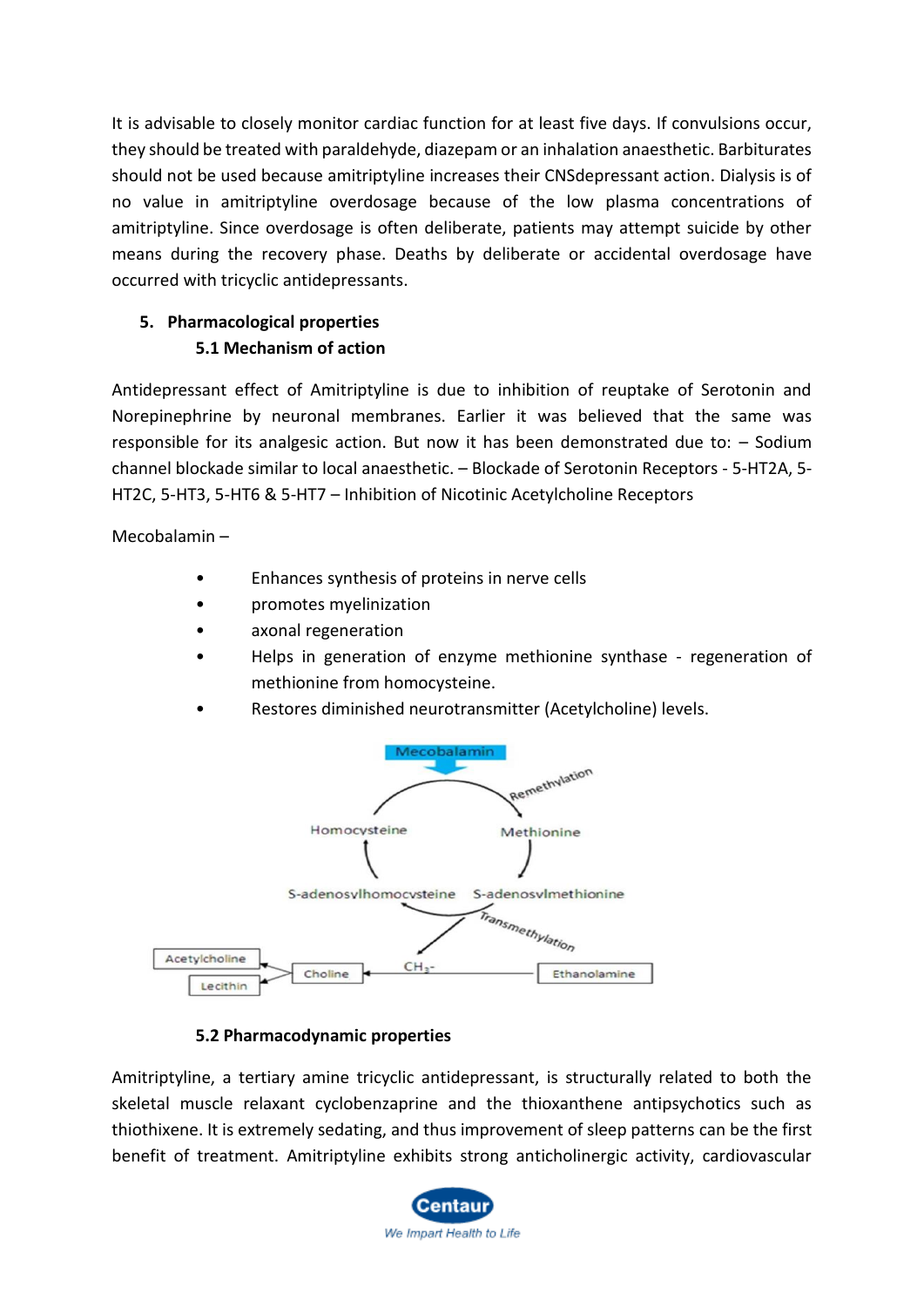It is advisable to closely monitor cardiac function for at least five days. If convulsions occur, they should be treated with paraldehyde, diazepam or an inhalation anaesthetic. Barbiturates should not be used because amitriptyline increases their CNSdepressant action. Dialysis is of no value in amitriptyline overdosage because of the low plasma concentrations of amitriptyline. Since overdosage is often deliberate, patients may attempt suicide by other means during the recovery phase. Deaths by deliberate or accidental overdosage have occurred with tricyclic antidepressants.

## 5. Pharmacological properties

### 5.1 Mechanism of action

Antidepressant effect of Amitriptyline is due to inhibition of reuptake of Serotonin and Norepinephrine by neuronal membranes. Earlier it was believed that the same was responsible for its analgesic action. But now it has been demonstrated due to: – Sodium channel blockade similar to local anaesthetic. – Blockade of Serotonin Receptors - 5-HT2A, 5-HT2C, 5-HT3, 5-HT6 & 5-HT7 – Inhibition of Nicotinic Acetylcholine Receptors

Mecobalamin –

- Enhances synthesis of proteins in nerve cells
- promotes myelinization
- axonal regeneration
- Helps in generation of enzyme methionine synthase - regeneration of methionine from homocysteine.
- Restores diminished neurotransmitter (Acetylcholine) levels.

### 5.2 Pharmacodynamic properties

Amitriptyline, a tertiary amine tricyclic antidepressant, is structurally related to both the skeletal muscle relaxant cyclobenzaprine and the thioxanthene antipsychotics such as thiothixene. It is extremely sedating, and thus improvement of sleep patterns can be the first benefit of treatment. Amitriptyline exhibits strong anticholinergic activity, cardiovascular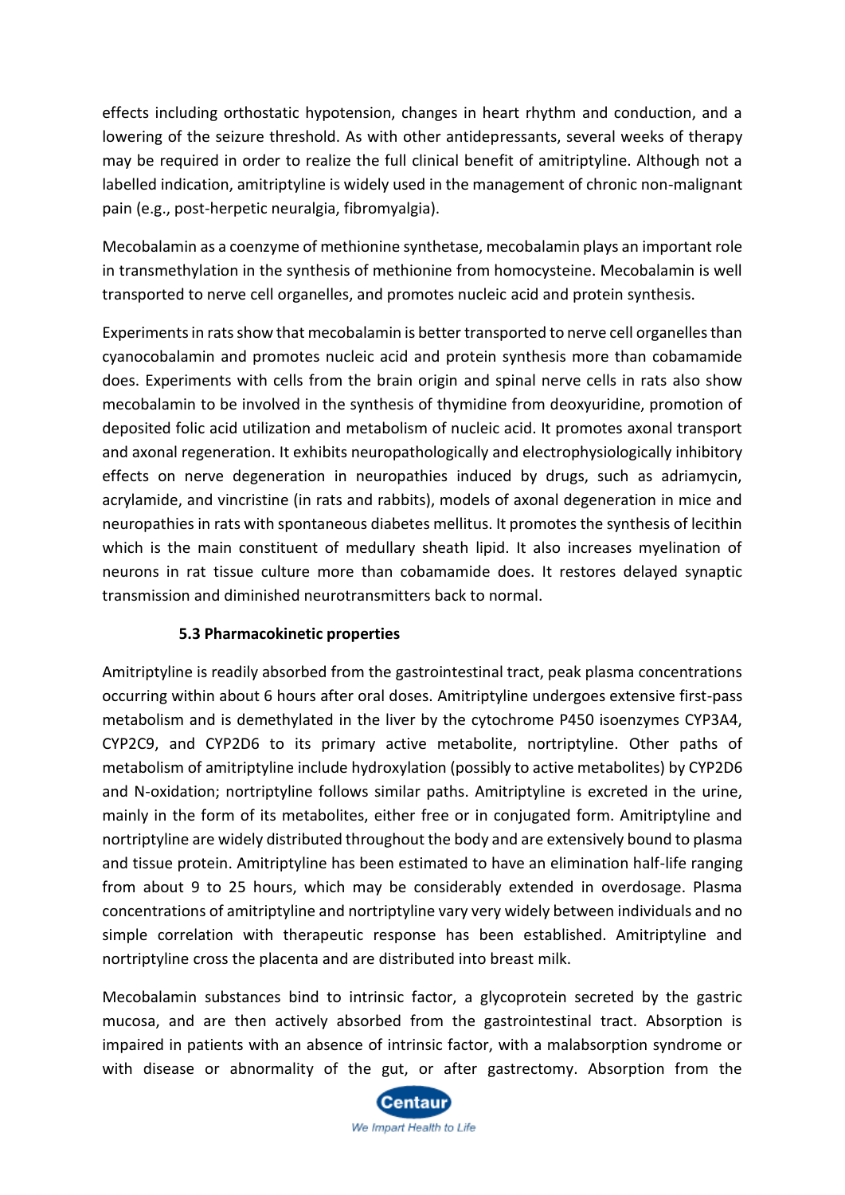effects including orthostatic hypotension, changes in heart rhythm and conduction, and a lowering of the seizure threshold. As with other antidepressants, several weeks of therapy may be required in order to realize the full clinical benefit of amitriptyline. Although not a labelled indication, amitriptyline is widely used in the management of chronic non-malignant pain (e.g., post-herpetic neuralgia, fibromyalgia).

Mecobalamin as a coenzyme of methionine synthetase, mecobalamin plays an important role in transmethylation in the synthesis of methionine from homocysteine. Mecobalamin is well transported to nerve cell organelles, and promotes nucleic acid and protein synthesis.

Experiments in rats show that mecobalamin is better transported to nerve cell organelles than cyanocobalamin and promotes nucleic acid and protein synthesis more than cobamamide does. Experiments with cells from the brain origin and spinal nerve cells in rats also show mecobalamin to be involved in the synthesis of thymidine from deoxyuridine, promotion of deposited folic acid utilization and metabolism of nucleic acid. It promotes axonal transport and axonal regeneration. It exhibits neuropathologically and electrophysiologically inhibitory effects on nerve degeneration in neuropathies induced by drugs, such as adriamycin, acrylamide, and vincristine (in rats and rabbits), models of axonal degeneration in mice and neuropathies in rats with spontaneous diabetes mellitus. It promotes the synthesis of lecithin which is the main constituent of medullary sheath lipid. It also increases myelination of neurons in rat tissue culture more than cobamamide does. It restores delayed synaptic transmission and diminished neurotransmitters back to normal.

### 5.3 Pharmacokinetic properties

Amitriptyline is readily absorbed from the gastrointestinal tract, peak plasma concentrations occurring within about 6 hours after oral doses. Amitriptyline undergoes extensive first-pass metabolism and is demethylated in the liver by the cytochrome P450 isoenzymes CYP3A4, CYP2C9, and CYP2D6 to its primary active metabolite, nortriptyline. Other paths of metabolism of amitriptyline include hydroxylation (possibly to active metabolites) by CYP2D6 and N-oxidation; nortriptyline follows similar paths. Amitriptyline is excreted in the urine, mainly in the form of its metabolites, either free or in conjugated form. Amitriptyline and nortriptyline are widely distributed throughout the body and are extensively bound to plasma and tissue protein. Amitriptyline has been estimated to have an elimination half-life ranging from about 9 to 25 hours, which may be considerably extended in overdosage. Plasma concentrations of amitriptyline and nortriptyline vary very widely between individuals and no simple correlation with therapeutic response has been established. Amitriptyline and nortriptyline cross the placenta and are distributed into breast milk.

Mecobalamin substances bind to intrinsic factor, a glycoprotein secreted by the gastric mucosa, and are then actively absorbed from the gastrointestinal tract. Absorption is impaired in patients with an absence of intrinsic factor, with a malabsorption syndrome or with disease or abnormality of the gut, or after gastrectomy. Absorption from the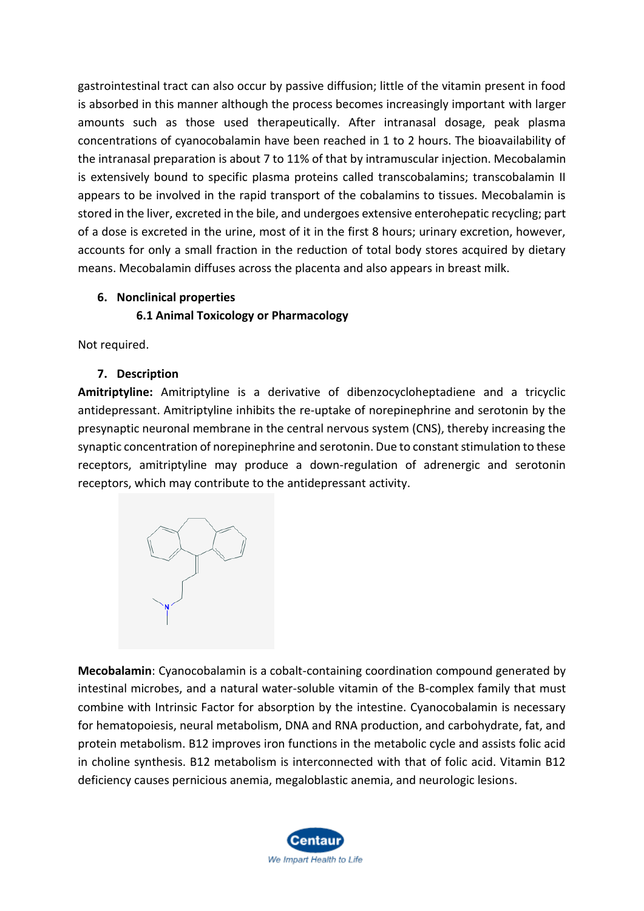gastrointestinal tract can also occur by passive diffusion; little of the vitamin present in food is absorbed in this manner although the process becomes increasingly important with larger amounts such as those used therapeutically. After intranasal dosage, peak plasma concentrations of cyanocobalamin have been reached in 1 to 2 hours. The bioavailability of the intranasal preparation is about 7 to 11% of that by intramuscular injection. Mecobalamin is extensively bound to specific plasma proteins called transcobalamins; transcobalamin II appears to be involved in the rapid transport of the cobalamins to tissues. Mecobalamin is stored in the liver, excreted in the bile, and undergoes extensive enterohepatic recycling; part of a dose is excreted in the urine, most of it in the first 8 hours; urinary excretion, however, accounts for only a small fraction in the reduction of total body stores acquired by dietary means. Mecobalamin diffuses across the placenta and also appears in breast milk.

## 6. Nonclinical properties

### 6.1 Animal Toxicology or Pharmacology

Not required.

## 7. Description

**Amitriptyline:** Amitriptyline is a derivative of dibenzocycloheptadiene and a tricyclic antidepressant. Amitriptyline inhibits the re-uptake of norepinephrine and serotonin by the presynaptic neuronal membrane in the central nervous system (CNS), thereby increasing the synaptic concentration of norepinephrine and serotonin. Due to constant stimulation to these receptors, amitriptyline may produce a down-regulation of adrenergic and serotonin receptors, which may contribute to the antidepressant activity.

**Mecobalamin**: Cyanocobalamin is a cobalt-containing coordination compound generated by intestinal microbes, and a natural water-soluble vitamin of the B-complex family that must combine with Intrinsic Factor for absorption by the intestine. Cyanocobalamin is necessary for hematopoiesis, neural metabolism, DNA and RNA production, and carbohydrate, fat, and protein metabolism. B12 improves iron functions in the metabolic cycle and assists folic acid in choline synthesis. B12 metabolism is interconnected with that of folic acid. Vitamin B12 deficiency causes pernicious anemia, megaloblastic anemia, and neurologic lesions.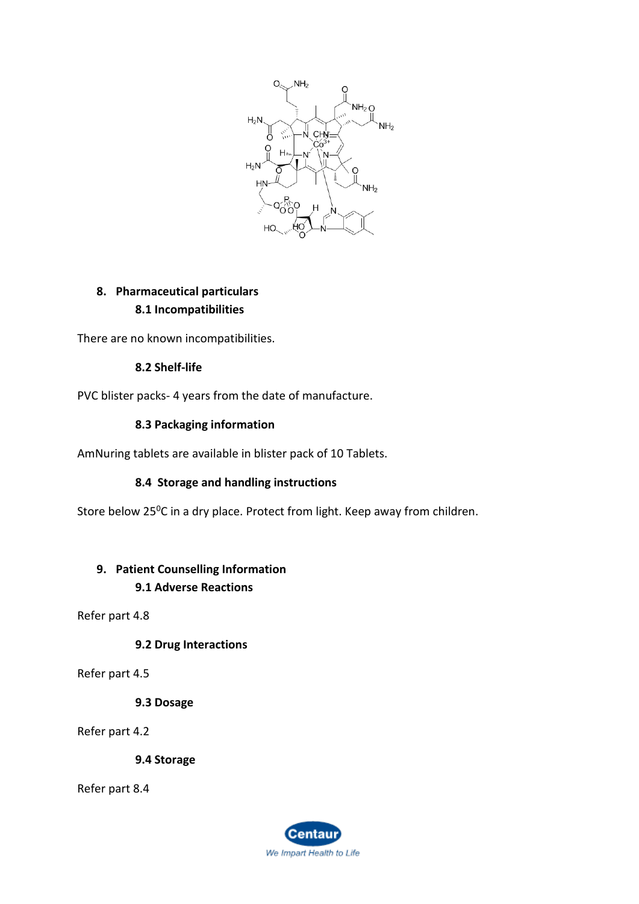## 8. Pharmaceutical particulars

### 8.1 Incompatibilities

There are no known incompatibilities.

### 8.2 Shelf-life

PVC blister packs- 4 years from the date of manufacture.

### 8.3 Packaging information

AmNuring tablets are available in blister pack of 10 Tablets.

### 8.4 Storage and handling instructions

Store below 25$^0$C in a dry place. Protect from light. Keep away from children.

## 9. Patient Counselling Information

### 9.1 Adverse Reactions

Refer part 4.8

### 9.2 Drug Interactions

Refer part 4.5

### 9.3 Dosage

Refer part 4.2

### 9.4 Storage

Refer part 8.4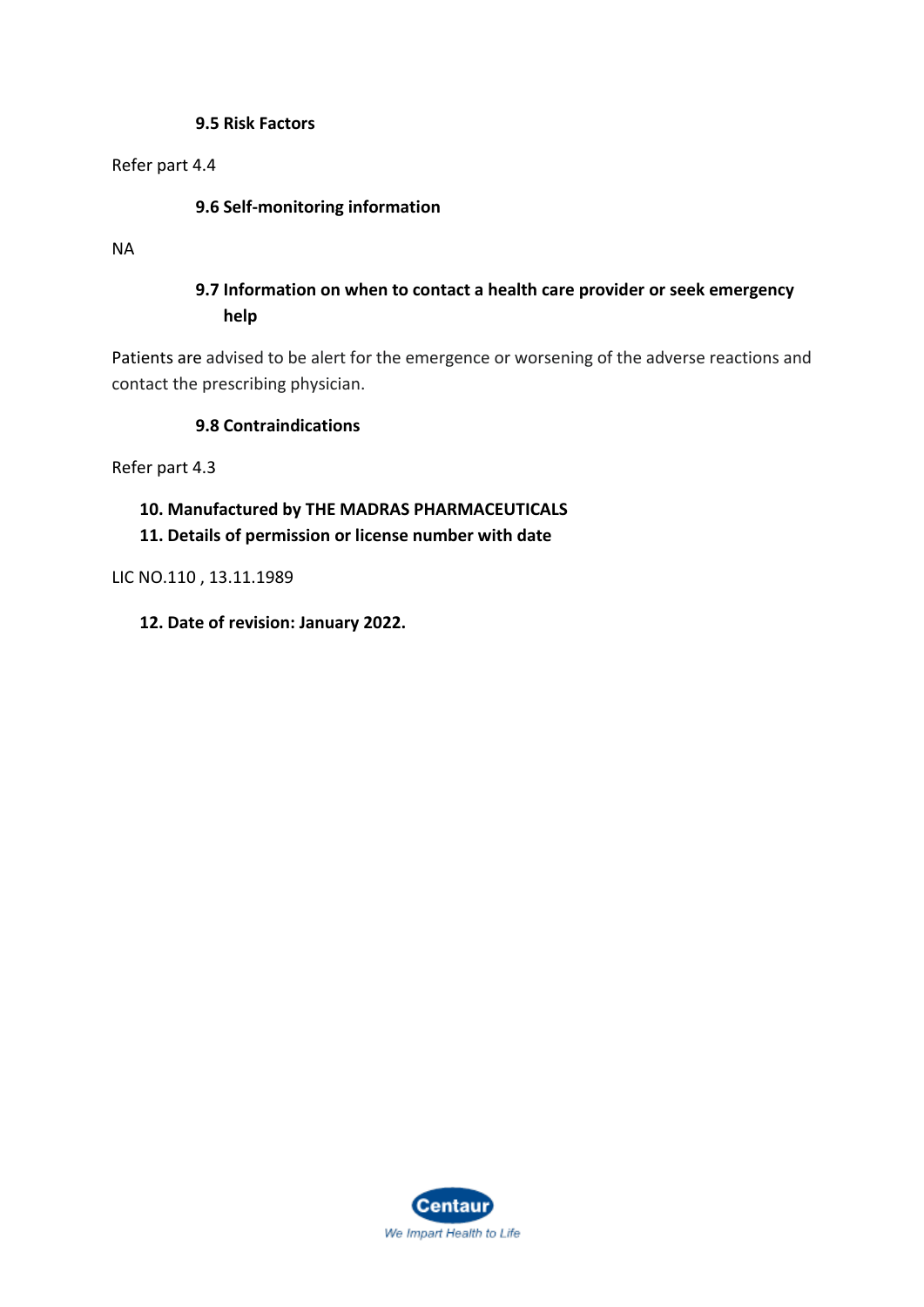### 9.5 Risk Factors

Refer part 4.4

### 9.6 Self-monitoring information

NA

### 9.7 Information on when to contact a health care provider or seek emergency help

Patients are advised to be alert for the emergence or worsening of the adverse reactions and contact the prescribing physician.

### 9.8 Contraindications

Refer part 4.3

## 10. Manufactured by THE MADRAS PHARMACEUTICALS

## 11. Details of permission or license number with date

LIC NO.110 , 13.11.1989

## 12. Date of revision: January 2022.

Centaur

We Impart Health to Life